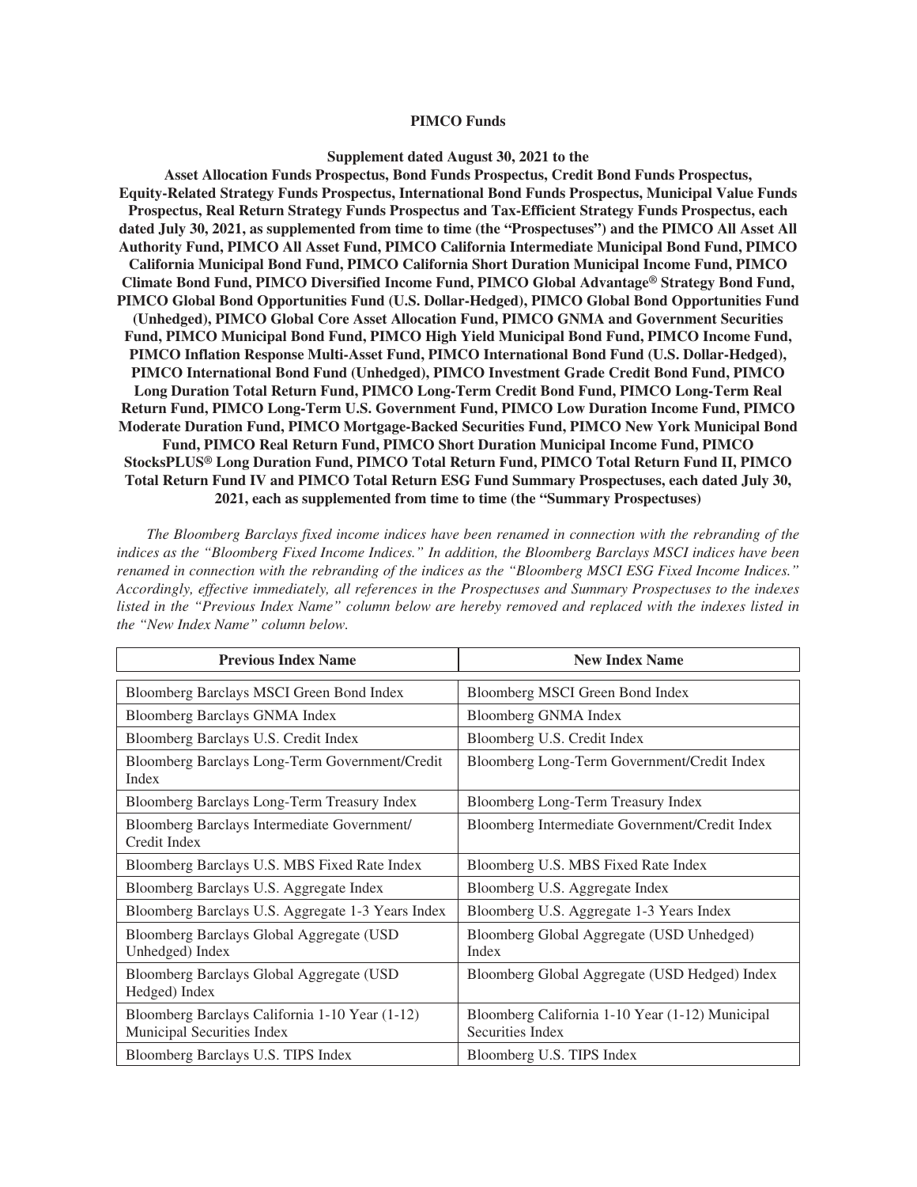**PIMCO Funds**

**Supplement dated August 30, 2021 to the Asset Allocation Funds Prospectus, Bond Funds Prospectus, Credit Bond Funds Prospectus, Equity-Related Strategy Funds Prospectus, International Bond Funds Prospectus, Municipal Value Funds Prospectus, Real Return Strategy Funds Prospectus and Tax-Efficient Strategy Funds Prospectus, each dated July 30, 2021, as supplemented from time to time (the "Prospectuses") and the PIMCO All Asset All Authority Fund, PIMCO All Asset Fund, PIMCO California Intermediate Municipal Bond Fund, PIMCO California Municipal Bond Fund, PIMCO California Short Duration Municipal Income Fund, PIMCO Climate Bond Fund, PIMCO Diversified Income Fund, PIMCO Global Advantage® Strategy Bond Fund, PIMCO Global Bond Opportunities Fund (U.S. Dollar-Hedged), PIMCO Global Bond Opportunities Fund (Unhedged), PIMCO Global Core Asset Allocation Fund, PIMCO GNMA and Government Securities Fund, PIMCO Municipal Bond Fund, PIMCO High Yield Municipal Bond Fund, PIMCO Income Fund, PIMCO Inflation Response Multi-Asset Fund, PIMCO International Bond Fund (U.S. Dollar-Hedged), PIMCO International Bond Fund (Unhedged), PIMCO Investment Grade Credit Bond Fund, PIMCO Long Duration Total Return Fund, PIMCO Long-Term Credit Bond Fund, PIMCO Long-Term Real Return Fund, PIMCO Long-Term U.S. Government Fund, PIMCO Low Duration Income Fund, PIMCO Moderate Duration Fund, PIMCO Mortgage-Backed Securities Fund, PIMCO New York Municipal Bond Fund, PIMCO Real Return Fund, PIMCO Short Duration Municipal Income Fund, PIMCO StocksPLUS® Long Duration Fund, PIMCO Total Return Fund, PIMCO Total Return Fund II, PIMCO Total Return Fund IV and PIMCO Total Return ESG Fund Summary Prospectuses, each dated July 30, 2021, each as supplemented from time to time (the "Summary Prospectuses)**

*The Bloomberg Barclays fixed income indices have been renamed in connection with the rebranding of the indices as the "Bloomberg Fixed Income Indices." In addition, the Bloomberg Barclays MSCI indices have been renamed in connection with the rebranding of the indices as the "Bloomberg MSCI ESG Fixed Income Indices." Accordingly, effective immediately, all references in the Prospectuses and Summary Prospectuses to the indexes listed in the "Previous Index Name" column below are hereby removed and replaced with the indexes listed in the "New Index Name" column below.*

| Previous Index Name | New Index Name |
|---|---|
| Bloomberg Barclays MSCI Green Bond Index | Bloomberg MSCI Green Bond Index |
| Bloomberg Barclays GNMA Index | Bloomberg GNMA Index |
| Bloomberg Barclays U.S. Credit Index | Bloomberg U.S. Credit Index |
| Bloomberg Barclays Long-Term Government/Credit Index | Bloomberg Long-Term Government/Credit Index |
| Bloomberg Barclays Long-Term Treasury Index | Bloomberg Long-Term Treasury Index |
| Bloomberg Barclays Intermediate Government/ Credit Index | Bloomberg Intermediate Government/Credit Index |
| Bloomberg Barclays U.S. MBS Fixed Rate Index | Bloomberg U.S. MBS Fixed Rate Index |
| Bloomberg Barclays U.S. Aggregate Index | Bloomberg U.S. Aggregate Index |
| Bloomberg Barclays U.S. Aggregate 1-3 Years Index | Bloomberg U.S. Aggregate 1-3 Years Index |
| Bloomberg Barclays Global Aggregate (USD Unhedged) Index | Bloomberg Global Aggregate (USD Unhedged) Index |
| Bloomberg Barclays Global Aggregate (USD Hedged) Index | Bloomberg Global Aggregate (USD Hedged) Index |
| Bloomberg Barclays California 1-10 Year (1-12) Municipal Securities Index | Bloomberg California 1-10 Year (1-12) Municipal Securities Index |
| Bloomberg Barclays U.S. TIPS Index | Bloomberg U.S. TIPS Index |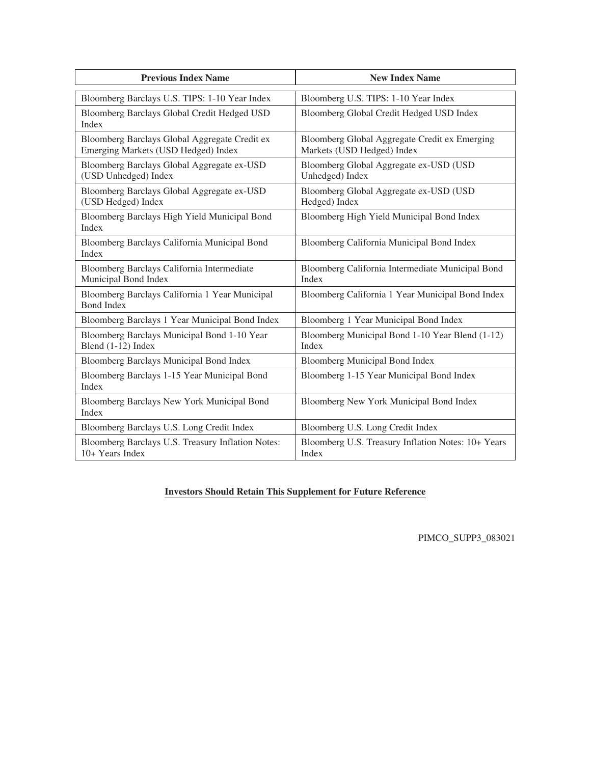| Previous Index Name | New Index Name |
| --- | --- |
| Bloomberg Barclays U.S. TIPS: 1-10 Year Index | Bloomberg U.S. TIPS: 1-10 Year Index |
| Bloomberg Barclays Global Credit Hedged USD Index | Bloomberg Global Credit Hedged USD Index |
| Bloomberg Barclays Global Aggregate Credit ex Emerging Markets (USD Hedged) Index | Bloomberg Global Aggregate Credit ex Emerging Markets (USD Hedged) Index |
| Bloomberg Barclays Global Aggregate ex-USD (USD Unhedged) Index | Bloomberg Global Aggregate ex-USD (USD Unhedged) Index |
| Bloomberg Barclays Global Aggregate ex-USD (USD Hedged) Index | Bloomberg Global Aggregate ex-USD (USD Hedged) Index |
| Bloomberg Barclays High Yield Municipal Bond Index | Bloomberg High Yield Municipal Bond Index |
| Bloomberg Barclays California Municipal Bond Index | Bloomberg California Municipal Bond Index |
| Bloomberg Barclays California Intermediate Municipal Bond Index | Bloomberg California Intermediate Municipal Bond Index |
| Bloomberg Barclays California 1 Year Municipal Bond Index | Bloomberg California 1 Year Municipal Bond Index |
| Bloomberg Barclays 1 Year Municipal Bond Index | Bloomberg 1 Year Municipal Bond Index |
| Bloomberg Barclays Municipal Bond 1-10 Year Blend (1-12) Index | Bloomberg Municipal Bond 1-10 Year Blend (1-12) Index |
| Bloomberg Barclays Municipal Bond Index | Bloomberg Municipal Bond Index |
| Bloomberg Barclays 1-15 Year Municipal Bond Index | Bloomberg 1-15 Year Municipal Bond Index |
| Bloomberg Barclays New York Municipal Bond Index | Bloomberg New York Municipal Bond Index |
| Bloomberg Barclays U.S. Long Credit Index | Bloomberg U.S. Long Credit Index |
| Bloomberg Barclays U.S. Treasury Inflation Notes: 10+ Years Index | Bloomberg U.S. Treasury Inflation Notes: 10+ Years Index |

**Investors Should Retain This Supplement for Future Reference**

PIMCO_SUPP3_083021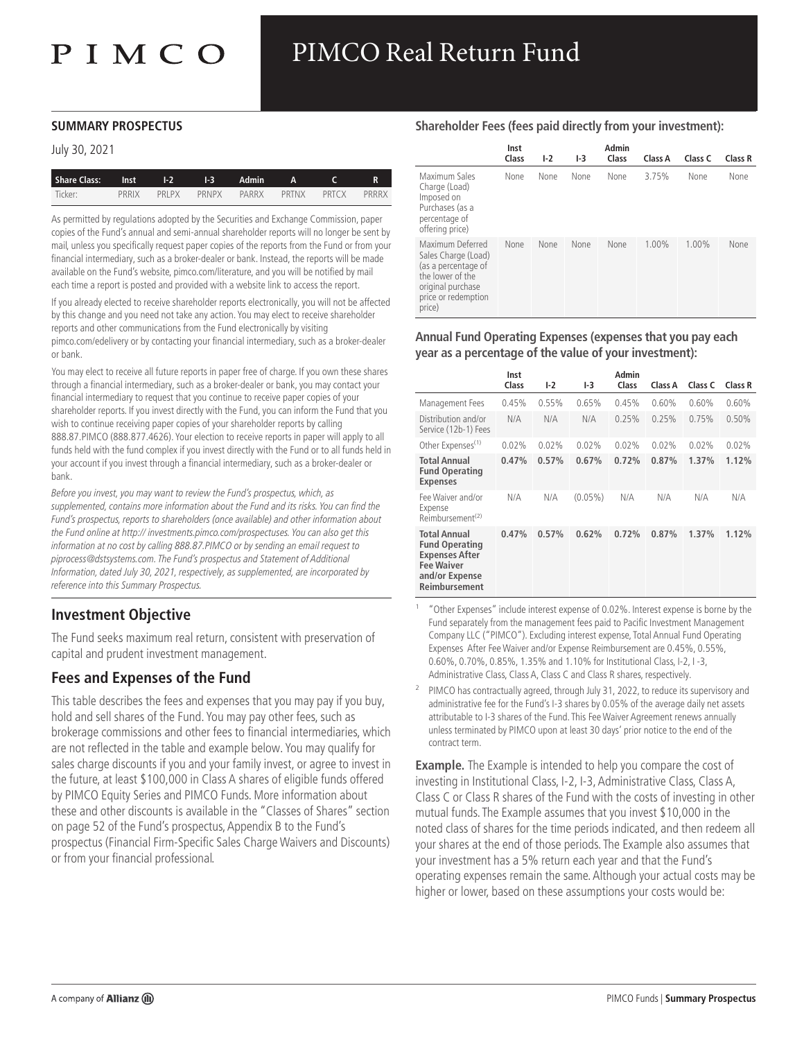# PIMCO

# PIMCO Real Return Fund

**SUMMARY PROSPECTUS**

July 30, 2021

| Share Class: | Inst | I-2 | I-3 | Admin | A | C | R |
|---|---|---|---|---|---|---|---|
| Ticker: | PRRIX | PRLPX | PRNPX | PARRX | PRTNX | PRTCX | PRRRX |

As permitted by regulations adopted by the Securities and Exchange Commission, paper copies of the Fund's annual and semi-annual shareholder reports will no longer be sent by mail, unless you specifically request paper copies of the reports from the Fund or from your financial intermediary, such as a broker-dealer or bank. Instead, the reports will be made available on the Fund's website, pimco.com/literature, and you will be notified by mail each time a report is posted and provided with a website link to access the report.

If you already elected to receive shareholder reports electronically, you will not be affected by this change and you need not take any action. You may elect to receive shareholder reports and other communications from the Fund electronically by visiting pimco.com/edelivery or by contacting your financial intermediary, such as a broker-dealer or bank.

You may elect to receive all future reports in paper free of charge. If you own these shares through a financial intermediary, such as a broker-dealer or bank, you may contact your financial intermediary to request that you continue to receive paper copies of your shareholder reports. If you invest directly with the Fund, you can inform the Fund that you wish to continue receiving paper copies of your shareholder reports by calling 888.87.PIMCO (888.877.4626). Your election to receive reports in paper will apply to all funds held with the fund complex if you invest directly with the Fund or to all funds held in your account if you invest through a financial intermediary, such as a broker-dealer or bank.

*Before you invest, you may want to review the Fund's prospectus, which, as supplemented, contains more information about the Fund and its risks. You can find the Fund's prospectus, reports to shareholders (once available) and other information about the Fund online at http:// investments.pimco.com/prospectuses. You can also get this information at no cost by calling 888.87.PIMCO or by sending an email request to piprocess@dstsystems.com. The Fund's prospectus and Statement of Additional Information, dated July 30, 2021, respectively, as supplemented, are incorporated by reference into this Summary Prospectus.*

## Investment Objective

The Fund seeks maximum real return, consistent with preservation of capital and prudent investment management.

## Fees and Expenses of the Fund

This table describes the fees and expenses that you may pay if you buy, hold and sell shares of the Fund. You may pay other fees, such as brokerage commissions and other fees to financial intermediaries, which are not reflected in the table and example below. You may qualify for sales charge discounts if you and your family invest, or agree to invest in the future, at least $100,000 in Class A shares of eligible funds offered by PIMCO Equity Series and PIMCO Funds. More information about these and other discounts is available in the "Classes of Shares" section on page 52 of the Fund's prospectus, Appendix B to the Fund's prospectus (Financial Firm-Specific Sales Charge Waivers and Discounts) or from your financial professional.

**Shareholder Fees (fees paid directly from your investment):**

| | Inst Class | I-2 | I-3 | Admin Class | Class A | Class C | Class R |
|---|---|---|---|---|---|---|---|
| Maximum Sales Charge (Load) Imposed on Purchases (as a percentage of offering price) | None | None | None | None | 3.75% | None | None |
| Maximum Deferred Sales Charge (Load) (as a percentage of the lower of the original purchase price or redemption price) | None | None | None | None | 1.00% | 1.00% | None |

**Annual Fund Operating Expenses (expenses that you pay each year as a percentage of the value of your investment):**

| | Inst Class | I-2 | I-3 | Admin Class | Class A | Class C | Class R |
|---|---|---|---|---|---|---|---|
| Management Fees | 0.45% | 0.55% | 0.65% | 0.45% | 0.60% | 0.60% | 0.60% |
| Distribution and/or Service (12b-1) Fees | N/A | N/A | N/A | 0.25% | 0.25% | 0.75% | 0.50% |
| Other Expenses[1] | 0.02% | 0.02% | 0.02% | 0.02% | 0.02% | 0.02% | 0.02% |
| **Total Annual Fund Operating Expenses** | **0.47%** | **0.57%** | **0.67%** | **0.72%** | **0.87%** | **1.37%** | **1.12%** |
| Fee Waiver and/or Expense Reimbursement[2] | N/A | N/A | (0.05%) | N/A | N/A | N/A | N/A |
| **Total Annual Fund Operating Expenses After Fee Waiver and/or Expense Reimbursement** | **0.47%** | **0.57%** | **0.62%** | **0.72%** | **0.87%** | **1.37%** | **1.12%** |

[1] "Other Expenses" include interest expense of 0.02%. Interest expense is borne by the Fund separately from the management fees paid to Pacific Investment Management Company LLC ("PIMCO"). Excluding interest expense, Total Annual Fund Operating Expenses After Fee Waiver and/or Expense Reimbursement are 0.45%, 0.55%, 0.60%, 0.70%, 0.85%, 1.35% and 1.10% for Institutional Class, I-2, I -3, Administrative Class, Class A, Class C and Class R shares, respectively.

[2] PIMCO has contractually agreed, through July 31, 2022, to reduce its supervisory and administrative fee for the Fund's I-3 shares by 0.05% of the average daily net assets attributable to I-3 shares of the Fund. This Fee Waiver Agreement renews annually unless terminated by PIMCO upon at least 30 days' prior notice to the end of the contract term.

**Example.** The Example is intended to help you compare the cost of investing in Institutional Class, I-2, I-3, Administrative Class, Class A, Class C or Class R shares of the Fund with the costs of investing in other mutual funds. The Example assumes that you invest $10,000 in the noted class of shares for the time periods indicated, and then redeem all your shares at the end of those periods. The Example also assumes that your investment has a 5% return each year and that the Fund's operating expenses remain the same. Although your actual costs may be higher or lower, based on these assumptions your costs would be: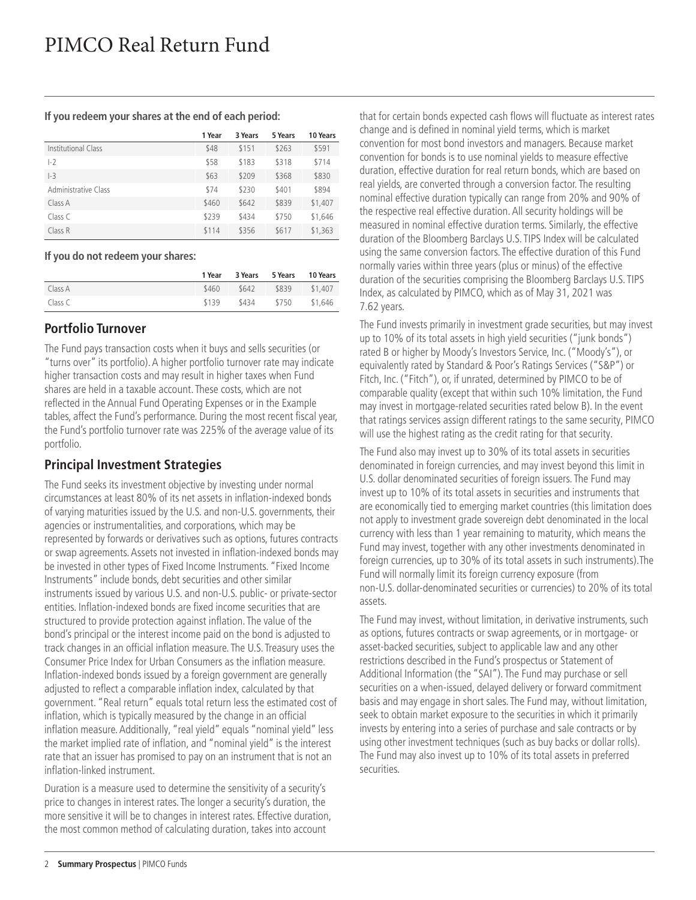# PIMCO Real Return Fund

**If you redeem your shares at the end of each period:**

| | 1 Year | 3 Years | 5 Years | 10 Years |
|---|---|---|---|---|
| Institutional Class | $48 | $151 | $263 | $591 |
| I-2 | $58 | $183 | $318 | $714 |
| I-3 | $63 | $209 | $368 | $830 |
| Administrative Class | $74 | $230 | $401 | $894 |
| Class A | $460 | $642 | $839 | $1,407 |
| Class C | $239 | $434 | $750 | $1,646 |
| Class R | $114 | $356 | $617 | $1,363 |

**If you do not redeem your shares:**

| | 1 Year | 3 Years | 5 Years | 10 Years |
|---|---|---|---|---|
| Class A | $460 | $642 | $839 | $1,407 |
| Class C | $139 | $434 | $750 | $1,646 |

## Portfolio Turnover

The Fund pays transaction costs when it buys and sells securities (or "turns over" its portfolio). A higher portfolio turnover rate may indicate higher transaction costs and may result in higher taxes when Fund shares are held in a taxable account. These costs, which are not reflected in the Annual Fund Operating Expenses or in the Example tables, affect the Fund's performance. During the most recent fiscal year, the Fund's portfolio turnover rate was 225% of the average value of its portfolio.

## Principal Investment Strategies

The Fund seeks its investment objective by investing under normal circumstances at least 80% of its net assets in inflation-indexed bonds of varying maturities issued by the U.S. and non-U.S. governments, their agencies or instrumentalities, and corporations, which may be represented by forwards or derivatives such as options, futures contracts or swap agreements. Assets not invested in inflation-indexed bonds may be invested in other types of Fixed Income Instruments. "Fixed Income Instruments" include bonds, debt securities and other similar instruments issued by various U.S. and non-U.S. public- or private-sector entities. Inflation-indexed bonds are fixed income securities that are structured to provide protection against inflation. The value of the bond's principal or the interest income paid on the bond is adjusted to track changes in an official inflation measure. The U.S. Treasury uses the Consumer Price Index for Urban Consumers as the inflation measure. Inflation-indexed bonds issued by a foreign government are generally adjusted to reflect a comparable inflation index, calculated by that government. "Real return" equals total return less the estimated cost of inflation, which is typically measured by the change in an official inflation measure. Additionally, "real yield" equals "nominal yield" less the market implied rate of inflation, and "nominal yield" is the interest rate that an issuer has promised to pay on an instrument that is not an inflation-linked instrument.

Duration is a measure used to determine the sensitivity of a security's price to changes in interest rates. The longer a security's duration, the more sensitive it will be to changes in interest rates. Effective duration, the most common method of calculating duration, takes into account that for certain bonds expected cash flows will fluctuate as interest rates change and is defined in nominal yield terms, which is market convention for most bond investors and managers. Because market convention for bonds is to use nominal yields to measure effective duration, effective duration for real return bonds, which are based on real yields, are converted through a conversion factor. The resulting nominal effective duration typically can range from 20% and 90% of the respective real effective duration. All security holdings will be measured in nominal effective duration terms. Similarly, the effective duration of the Bloomberg Barclays U.S. TIPS Index will be calculated using the same conversion factors. The effective duration of this Fund normally varies within three years (plus or minus) of the effective duration of the securities comprising the Bloomberg Barclays U.S. TIPS Index, as calculated by PIMCO, which as of May 31, 2021 was 7.62 years.

The Fund invests primarily in investment grade securities, but may invest up to 10% of its total assets in high yield securities ("junk bonds") rated B or higher by Moody's Investors Service, Inc. ("Moody's"), or equivalently rated by Standard & Poor's Ratings Services ("S&P") or Fitch, Inc. ("Fitch"), or, if unrated, determined by PIMCO to be of comparable quality (except that within such 10% limitation, the Fund may invest in mortgage-related securities rated below B). In the event that ratings services assign different ratings to the same security, PIMCO will use the highest rating as the credit rating for that security.

The Fund also may invest up to 30% of its total assets in securities denominated in foreign currencies, and may invest beyond this limit in U.S. dollar denominated securities of foreign issuers. The Fund may invest up to 10% of its total assets in securities and instruments that are economically tied to emerging market countries (this limitation does not apply to investment grade sovereign debt denominated in the local currency with less than 1 year remaining to maturity, which means the Fund may invest, together with any other investments denominated in foreign currencies, up to 30% of its total assets in such instruments). The Fund will normally limit its foreign currency exposure (from non-U.S. dollar-denominated securities or currencies) to 20% of its total assets.

The Fund may invest, without limitation, in derivative instruments, such as options, futures contracts or swap agreements, or in mortgage- or asset-backed securities, subject to applicable law and any other restrictions described in the Fund's prospectus or Statement of Additional Information (the "SAI"). The Fund may purchase or sell securities on a when-issued, delayed delivery or forward commitment basis and may engage in short sales. The Fund may, without limitation, seek to obtain market exposure to the securities in which it primarily invests by entering into a series of purchase and sale contracts or by using other investment techniques (such as buy backs or dollar rolls). The Fund may also invest up to 10% of its total assets in preferred securities.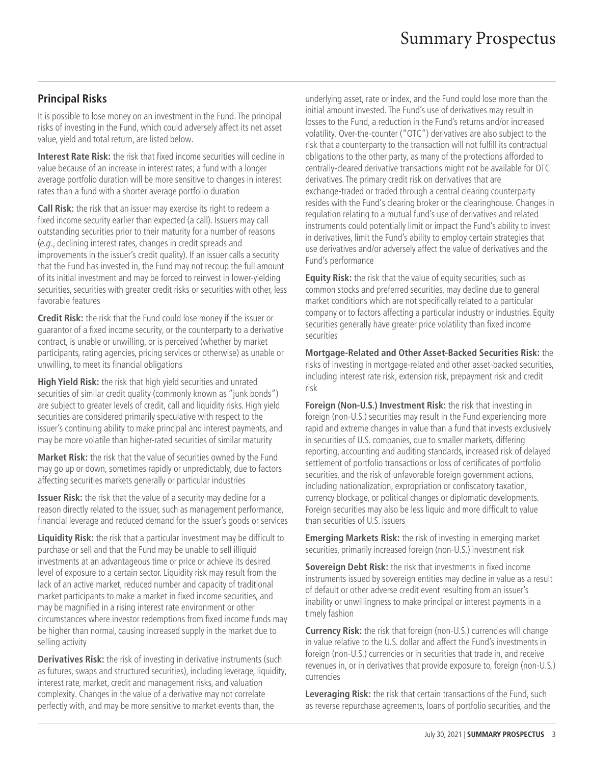## Principal Risks

It is possible to lose money on an investment in the Fund. The principal risks of investing in the Fund, which could adversely affect its net asset value, yield and total return, are listed below.

**Interest Rate Risk:** the risk that fixed income securities will decline in value because of an increase in interest rates; a fund with a longer average portfolio duration will be more sensitive to changes in interest rates than a fund with a shorter average portfolio duration

**Call Risk:** the risk that an issuer may exercise its right to redeem a fixed income security earlier than expected (a call). Issuers may call outstanding securities prior to their maturity for a number of reasons (*e.g.*, declining interest rates, changes in credit spreads and improvements in the issuer's credit quality). If an issuer calls a security that the Fund has invested in, the Fund may not recoup the full amount of its initial investment and may be forced to reinvest in lower-yielding securities, securities with greater credit risks or securities with other, less favorable features

**Credit Risk:** the risk that the Fund could lose money if the issuer or guarantor of a fixed income security, or the counterparty to a derivative contract, is unable or unwilling, or is perceived (whether by market participants, rating agencies, pricing services or otherwise) as unable or unwilling, to meet its financial obligations

**High Yield Risk:** the risk that high yield securities and unrated securities of similar credit quality (commonly known as "junk bonds") are subject to greater levels of credit, call and liquidity risks. High yield securities are considered primarily speculative with respect to the issuer's continuing ability to make principal and interest payments, and may be more volatile than higher-rated securities of similar maturity

**Market Risk:** the risk that the value of securities owned by the Fund may go up or down, sometimes rapidly or unpredictably, due to factors affecting securities markets generally or particular industries

**Issuer Risk:** the risk that the value of a security may decline for a reason directly related to the issuer, such as management performance, financial leverage and reduced demand for the issuer's goods or services

**Liquidity Risk:** the risk that a particular investment may be difficult to purchase or sell and that the Fund may be unable to sell illiquid investments at an advantageous time or price or achieve its desired level of exposure to a certain sector. Liquidity risk may result from the lack of an active market, reduced number and capacity of traditional market participants to make a market in fixed income securities, and may be magnified in a rising interest rate environment or other circumstances where investor redemptions from fixed income funds may be higher than normal, causing increased supply in the market due to selling activity

**Derivatives Risk:** the risk of investing in derivative instruments (such as futures, swaps and structured securities), including leverage, liquidity, interest rate, market, credit and management risks, and valuation complexity. Changes in the value of a derivative may not correlate perfectly with, and may be more sensitive to market events than, the underlying asset, rate or index, and the Fund could lose more than the initial amount invested. The Fund's use of derivatives may result in losses to the Fund, a reduction in the Fund's returns and/or increased volatility. Over-the-counter ("OTC") derivatives are also subject to the risk that a counterparty to the transaction will not fulfill its contractual obligations to the other party, as many of the protections afforded to centrally-cleared derivative transactions might not be available for OTC derivatives. The primary credit risk on derivatives that are exchange-traded or traded through a central clearing counterparty resides with the Fund's clearing broker or the clearinghouse. Changes in regulation relating to a mutual fund's use of derivatives and related instruments could potentially limit or impact the Fund's ability to invest in derivatives, limit the Fund's ability to employ certain strategies that use derivatives and/or adversely affect the value of derivatives and the Fund's performance

**Equity Risk:** the risk that the value of equity securities, such as common stocks and preferred securities, may decline due to general market conditions which are not specifically related to a particular company or to factors affecting a particular industry or industries. Equity securities generally have greater price volatility than fixed income securities

**Mortgage-Related and Other Asset-Backed Securities Risk:** the risks of investing in mortgage-related and other asset-backed securities, including interest rate risk, extension risk, prepayment risk and credit risk

**Foreign (Non-U.S.) Investment Risk:** the risk that investing in foreign (non-U.S.) securities may result in the Fund experiencing more rapid and extreme changes in value than a fund that invests exclusively in securities of U.S. companies, due to smaller markets, differing reporting, accounting and auditing standards, increased risk of delayed settlement of portfolio transactions or loss of certificates of portfolio securities, and the risk of unfavorable foreign government actions, including nationalization, expropriation or confiscatory taxation, currency blockage, or political changes or diplomatic developments. Foreign securities may also be less liquid and more difficult to value than securities of U.S. issuers

**Emerging Markets Risk:** the risk of investing in emerging market securities, primarily increased foreign (non-U.S.) investment risk

**Sovereign Debt Risk:** the risk that investments in fixed income instruments issued by sovereign entities may decline in value as a result of default or other adverse credit event resulting from an issuer's inability or unwillingness to make principal or interest payments in a timely fashion

**Currency Risk:** the risk that foreign (non-U.S.) currencies will change in value relative to the U.S. dollar and affect the Fund's investments in foreign (non-U.S.) currencies or in securities that trade in, and receive revenues in, or in derivatives that provide exposure to, foreign (non-U.S.) currencies

**Leveraging Risk:** the risk that certain transactions of the Fund, such as reverse repurchase agreements, loans of portfolio securities, and the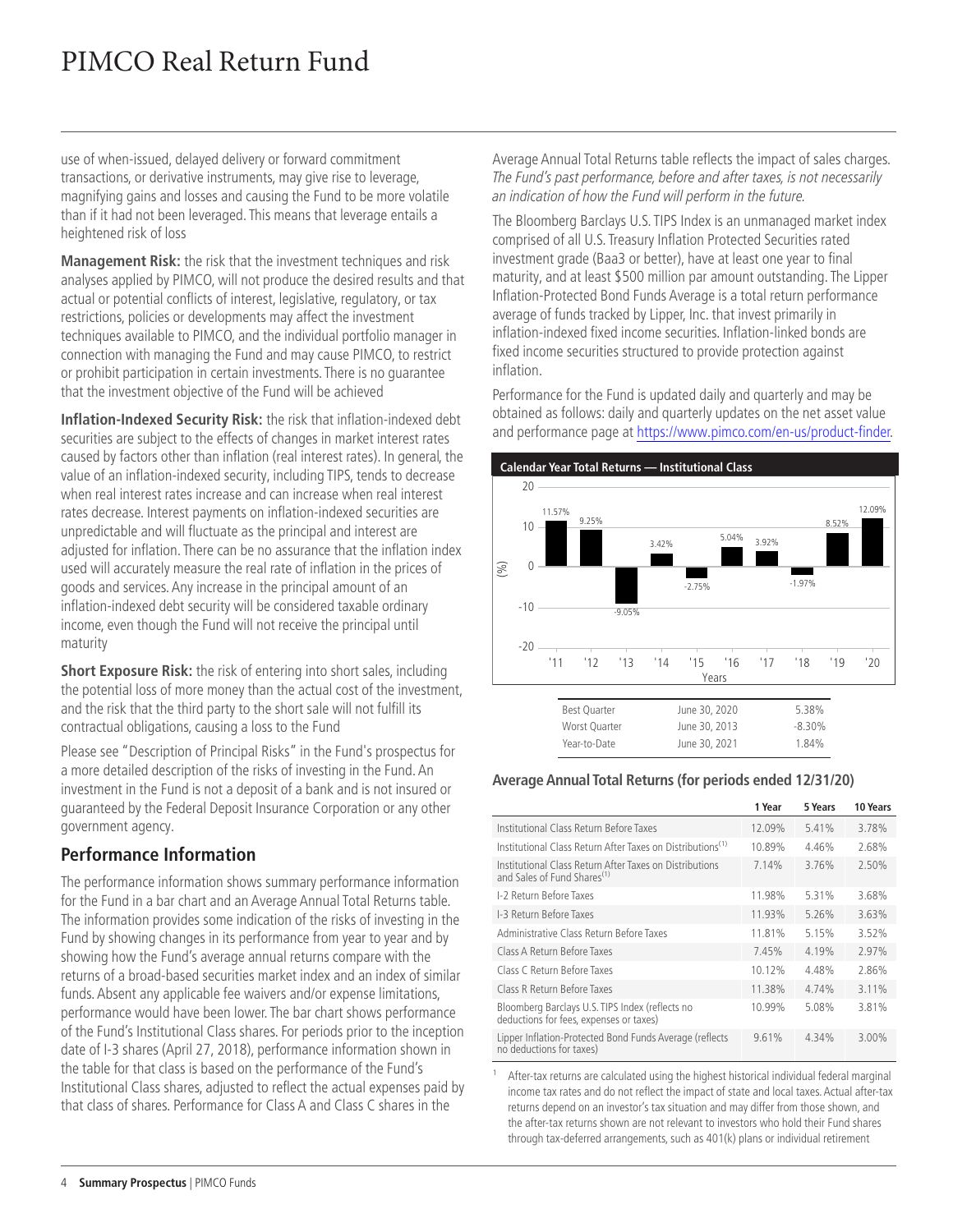use of when-issued, delayed delivery or forward commitment transactions, or derivative instruments, may give rise to leverage, magnifying gains and losses and causing the Fund to be more volatile than if it had not been leveraged. This means that leverage entails a heightened risk of loss

**Management Risk:** the risk that the investment techniques and risk analyses applied by PIMCO, will not produce the desired results and that actual or potential conflicts of interest, legislative, regulatory, or tax restrictions, policies or developments may affect the investment techniques available to PIMCO, and the individual portfolio manager in connection with managing the Fund and may cause PIMCO, to restrict or prohibit participation in certain investments. There is no guarantee that the investment objective of the Fund will be achieved

**Inflation-Indexed Security Risk:** the risk that inflation-indexed debt securities are subject to the effects of changes in market interest rates caused by factors other than inflation (real interest rates). In general, the value of an inflation-indexed security, including TIPS, tends to decrease when real interest rates increase and can increase when real interest rates decrease. Interest payments on inflation-indexed securities are unpredictable and will fluctuate as the principal and interest are adjusted for inflation. There can be no assurance that the inflation index used will accurately measure the real rate of inflation in the prices of goods and services. Any increase in the principal amount of an inflation-indexed debt security will be considered taxable ordinary income, even though the Fund will not receive the principal until maturity

**Short Exposure Risk:** the risk of entering into short sales, including the potential loss of more money than the actual cost of the investment, and the risk that the third party to the short sale will not fulfill its contractual obligations, causing a loss to the Fund

Please see "Description of Principal Risks" in the Fund's prospectus for a more detailed description of the risks of investing in the Fund. An investment in the Fund is not a deposit of a bank and is not insured or guaranteed by the Federal Deposit Insurance Corporation or any other government agency.

## Performance Information

The performance information shows summary performance information for the Fund in a bar chart and an Average Annual Total Returns table. The information provides some indication of the risks of investing in the Fund by showing changes in its performance from year to year and by showing how the Fund's average annual returns compare with the returns of a broad-based securities market index and an index of similar funds. Absent any applicable fee waivers and/or expense limitations, performance would have been lower. The bar chart shows performance of the Fund's Institutional Class shares. For periods prior to the inception date of I-3 shares (April 27, 2018), performance information shown in the table for that class is based on the performance of the Fund's Institutional Class shares, adjusted to reflect the actual expenses paid by that class of shares. Performance for Class A and Class C shares in the Average Annual Total Returns table reflects the impact of sales charges. *The Fund's past performance, before and after taxes, is not necessarily an indication of how the Fund will perform in the future.*

The Bloomberg Barclays U.S. TIPS Index is an unmanaged market index comprised of all U.S. Treasury Inflation Protected Securities rated investment grade (Baa3 or better), have at least one year to final maturity, and at least $500 million par amount outstanding. The Lipper Inflation-Protected Bond Funds Average is a total return performance average of funds tracked by Lipper, Inc. that invest primarily in inflation-indexed fixed income securities. Inflation-linked bonds are fixed income securities structured to provide protection against inflation.

Performance for the Fund is updated daily and quarterly and may be obtained as follows: daily and quarterly updates on the net asset value and performance page at https://www.pimco.com/en-us/product-finder.

**Calendar Year Total Returns — Institutional Class**

| Year | '11 | '12 | '13 | '14 | '15 | '16 | '17 | '18 | '19 | '20 |
|---|---|---|---|---|---|---|---|---|---|---|
| (%) | 11.57% | 9.25% | -9.05% | 3.42% | -2.75% | 5.04% | 3.92% | -1.97% | 8.52% | 12.09% |

| | | |
|---|---|---|
| Best Quarter | June 30, 2020 | 5.38% |
| Worst Quarter | June 30, 2013 | -8.30% |
| Year-to-Date | June 30, 2021 | 1.84% |

**Average Annual Total Returns (for periods ended 12/31/20)**

| | 1 Year | 5 Years | 10 Years |
|---|---|---|---|
| Institutional Class Return Before Taxes | 12.09% | 5.41% | 3.78% |
| Institutional Class Return After Taxes on Distributions[1] | 10.89% | 4.46% | 2.68% |
| Institutional Class Return After Taxes on Distributions and Sales of Fund Shares[1] | 7.14% | 3.76% | 2.50% |
| I-2 Return Before Taxes | 11.98% | 5.31% | 3.68% |
| I-3 Return Before Taxes | 11.93% | 5.26% | 3.63% |
| Administrative Class Return Before Taxes | 11.81% | 5.15% | 3.52% |
| Class A Return Before Taxes | 7.45% | 4.19% | 2.97% |
| Class C Return Before Taxes | 10.12% | 4.48% | 2.86% |
| Class R Return Before Taxes | 11.38% | 4.74% | 3.11% |
| Bloomberg Barclays U.S. TIPS Index (reflects no deductions for fees, expenses or taxes) | 10.99% | 5.08% | 3.81% |
| Lipper Inflation-Protected Bond Funds Average (reflects no deductions for taxes) | 9.61% | 4.34% | 3.00% |

[1] After-tax returns are calculated using the highest historical individual federal marginal income tax rates and do not reflect the impact of state and local taxes. Actual after-tax returns depend on an investor's tax situation and may differ from those shown, and the after-tax returns shown are not relevant to investors who hold their Fund shares through tax-deferred arrangements, such as 401(k) plans or individual retirement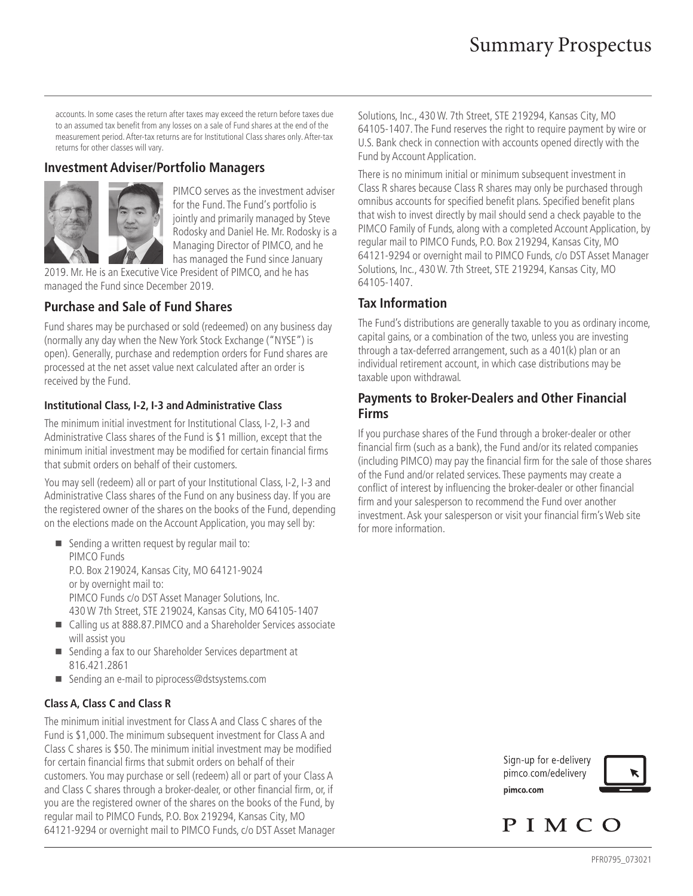accounts. In some cases the return after taxes may exceed the return before taxes due to an assumed tax benefit from any losses on a sale of Fund shares at the end of the measurement period. After-tax returns are for Institutional Class shares only. After-tax returns for other classes will vary.

## Investment Adviser/Portfolio Managers

PIMCO serves as the investment adviser for the Fund. The Fund's portfolio is jointly and primarily managed by Steve Rodosky and Daniel He. Mr. Rodosky is a Managing Director of PIMCO, and he has managed the Fund since January 2019. Mr. He is an Executive Vice President of PIMCO, and he has managed the Fund since December 2019.

## Purchase and Sale of Fund Shares

Fund shares may be purchased or sold (redeemed) on any business day (normally any day when the New York Stock Exchange ("NYSE") is open). Generally, purchase and redemption orders for Fund shares are processed at the net asset value next calculated after an order is received by the Fund.

### Institutional Class, I-2, I-3 and Administrative Class

The minimum initial investment for Institutional Class, I-2, I-3 and Administrative Class shares of the Fund is $1 million, except that the minimum initial investment may be modified for certain financial firms that submit orders on behalf of their customers.

You may sell (redeem) all or part of your Institutional Class, I-2, I-3 and Administrative Class shares of the Fund on any business day. If you are the registered owner of the shares on the books of the Fund, depending on the elections made on the Account Application, you may sell by:

- Sending a written request by regular mail to:
  PIMCO Funds
  P.O. Box 219024, Kansas City, MO 64121-9024
  or by overnight mail to:
  PIMCO Funds c/o DST Asset Manager Solutions, Inc.
  430 W 7th Street, STE 219024, Kansas City, MO 64105-1407
- Calling us at 888.87.PIMCO and a Shareholder Services associate will assist you
- Sending a fax to our Shareholder Services department at 816.421.2861
- Sending an e-mail to piprocess@dstsystems.com

### Class A, Class C and Class R

The minimum initial investment for Class A and Class C shares of the Fund is $1,000. The minimum subsequent investment for Class A and Class C shares is $50. The minimum initial investment may be modified for certain financial firms that submit orders on behalf of their customers. You may purchase or sell (redeem) all or part of your Class A and Class C shares through a broker-dealer, or other financial firm, or, if you are the registered owner of the shares on the books of the Fund, by regular mail to PIMCO Funds, P.O. Box 219294, Kansas City, MO 64121-9294 or overnight mail to PIMCO Funds, c/o DST Asset Manager Solutions, Inc., 430 W. 7th Street, STE 219294, Kansas City, MO 64105-1407. The Fund reserves the right to require payment by wire or U.S. Bank check in connection with accounts opened directly with the Fund by Account Application.

There is no minimum initial or minimum subsequent investment in Class R shares because Class R shares may only be purchased through omnibus accounts for specified benefit plans. Specified benefit plans that wish to invest directly by mail should send a check payable to the PIMCO Family of Funds, along with a completed Account Application, by regular mail to PIMCO Funds, P.O. Box 219294, Kansas City, MO 64121-9294 or overnight mail to PIMCO Funds, c/o DST Asset Manager Solutions, Inc., 430 W. 7th Street, STE 219294, Kansas City, MO 64105-1407.

## Tax Information

The Fund's distributions are generally taxable to you as ordinary income, capital gains, or a combination of the two, unless you are investing through a tax-deferred arrangement, such as a 401(k) plan or an individual retirement account, in which case distributions may be taxable upon withdrawal.

## Payments to Broker-Dealers and Other Financial Firms

If you purchase shares of the Fund through a broker-dealer or other financial firm (such as a bank), the Fund and/or its related companies (including PIMCO) may pay the financial firm for the sale of those shares of the Fund and/or related services. These payments may create a conflict of interest by influencing the broker-dealer or other financial firm and your salesperson to recommend the Fund over another investment. Ask your salesperson or visit your financial firm's Web site for more information.

Sign-up for e-delivery
pimco.com/edelivery

pimco.com

PIMCO

PFR0795_073021